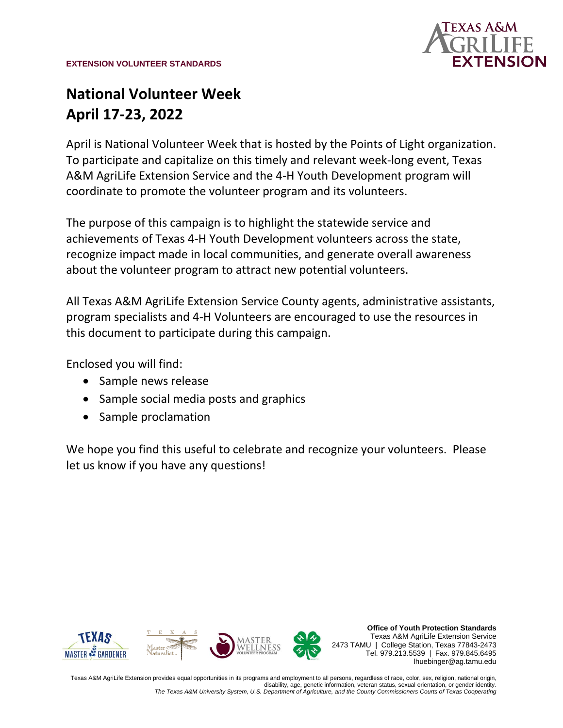**EXTENSION VOLUNTEER STANDARDS**

# National Volunteer Week
# April 17-23, 2022

April is National Volunteer Week that is hosted by the Points of Light organization. To participate and capitalize on this timely and relevant week-long event, Texas A&M AgriLife Extension Service and the 4-H Youth Development program will coordinate to promote the volunteer program and its volunteers.

The purpose of this campaign is to highlight the statewide service and achievements of Texas 4-H Youth Development volunteers across the state, recognize impact made in local communities, and generate overall awareness about the volunteer program to attract new potential volunteers.

All Texas A&M AgriLife Extension Service County agents, administrative assistants, program specialists and 4-H Volunteers are encouraged to use the resources in this document to participate during this campaign.

Enclosed you will find:

- Sample news release
- Sample social media posts and graphics
- Sample proclamation

We hope you find this useful to celebrate and recognize your volunteers. Please let us know if you have any questions!

**Office of Youth Protection Standards**
Texas A&M AgriLife Extension Service
2473 TAMU | College Station, Texas 77843-2473
Tel. 979.213.5539 | Fax. 979.845.6495
lhuebinger@ag.tamu.edu

Texas A&M AgriLife Extension provides equal opportunities in its programs and employment to all persons, regardless of race, color, sex, religion, national origin, disability, age, genetic information, veteran status, sexual orientation, or gender identity.
*The Texas A&M University System, U.S. Department of Agriculture, and the County Commissioners Courts of Texas Cooperating*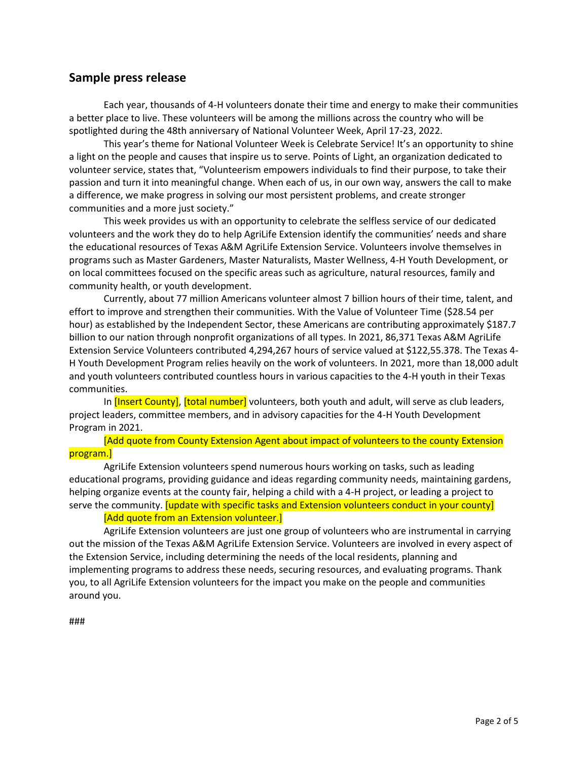## Sample press release

Each year, thousands of 4-H volunteers donate their time and energy to make their communities a better place to live. These volunteers will be among the millions across the country who will be spotlighted during the 48th anniversary of National Volunteer Week, April 17-23, 2022.

This year's theme for National Volunteer Week is Celebrate Service! It's an opportunity to shine a light on the people and causes that inspire us to serve. Points of Light, an organization dedicated to volunteer service, states that, "Volunteerism empowers individuals to find their purpose, to take their passion and turn it into meaningful change. When each of us, in our own way, answers the call to make a difference, we make progress in solving our most persistent problems, and create stronger communities and a more just society."

This week provides us with an opportunity to celebrate the selfless service of our dedicated volunteers and the work they do to help AgriLife Extension identify the communities' needs and share the educational resources of Texas A&M AgriLife Extension Service. Volunteers involve themselves in programs such as Master Gardeners, Master Naturalists, Master Wellness, 4-H Youth Development, or on local committees focused on the specific areas such as agriculture, natural resources, family and community health, or youth development.

Currently, about 77 million Americans volunteer almost 7 billion hours of their time, talent, and effort to improve and strengthen their communities. With the Value of Volunteer Time ($28.54 per hour) as established by the Independent Sector, these Americans are contributing approximately $187.7 billion to our nation through nonprofit organizations of all types. In 2021, 86,371 Texas A&M AgriLife Extension Service Volunteers contributed 4,294,267 hours of service valued at $122,55.378. The Texas 4-H Youth Development Program relies heavily on the work of volunteers. In 2021, more than 18,000 adult and youth volunteers contributed countless hours in various capacities to the 4-H youth in their Texas communities.

In [Insert County], [total number] volunteers, both youth and adult, will serve as club leaders, project leaders, committee members, and in advisory capacities for the 4-H Youth Development Program in 2021.

[Add quote from County Extension Agent about impact of volunteers to the county Extension program.]

AgriLife Extension volunteers spend numerous hours working on tasks, such as leading educational programs, providing guidance and ideas regarding community needs, maintaining gardens, helping organize events at the county fair, helping a child with a 4-H project, or leading a project to serve the community. [update with specific tasks and Extension volunteers conduct in your county]

[Add quote from an Extension volunteer.]

AgriLife Extension volunteers are just one group of volunteers who are instrumental in carrying out the mission of the Texas A&M AgriLife Extension Service. Volunteers are involved in every aspect of the Extension Service, including determining the needs of the local residents, planning and implementing programs to address these needs, securing resources, and evaluating programs. Thank you, to all AgriLife Extension volunteers for the impact you make on the people and communities around you.

###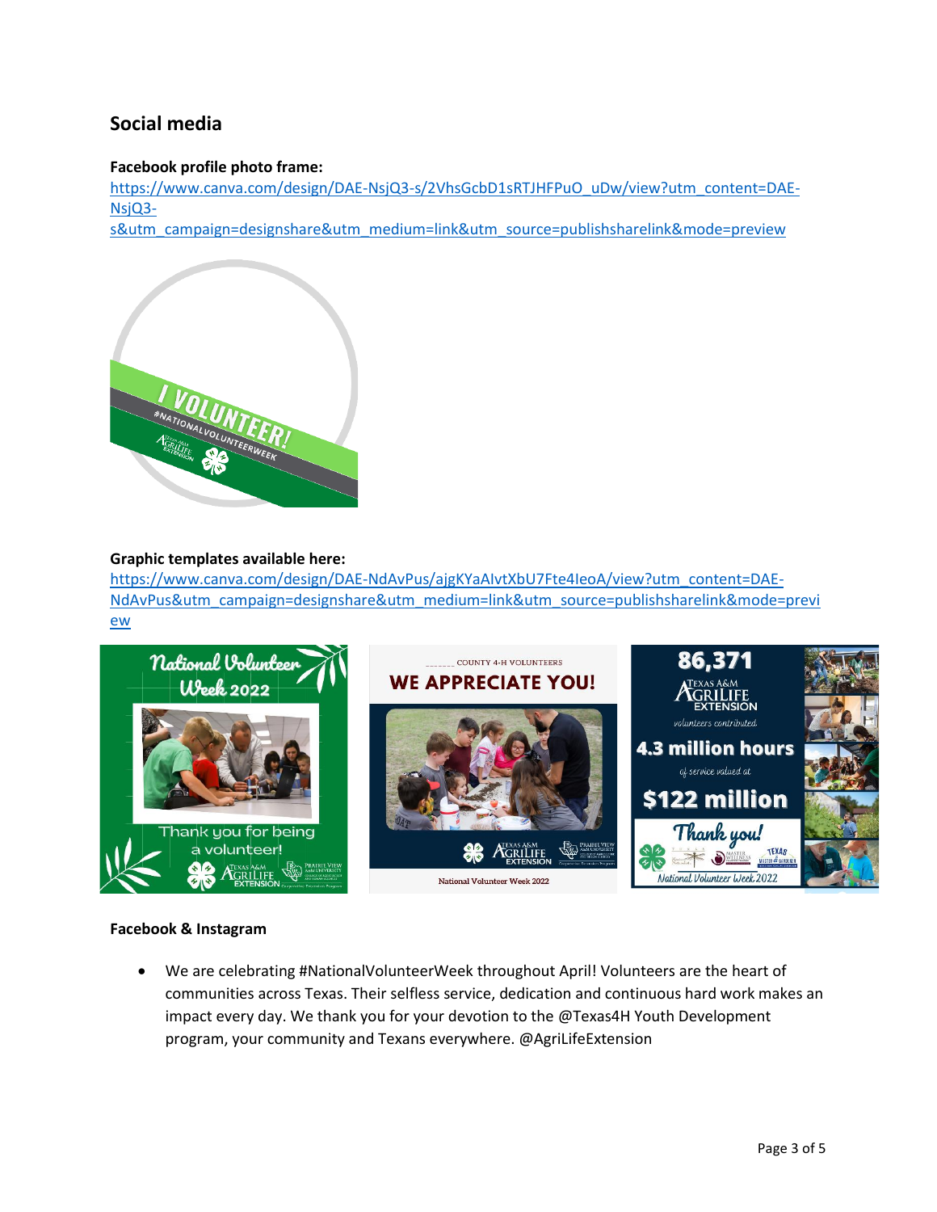## Social media

**Facebook profile photo frame:**
https://www.canva.com/design/DAE-NsjQ3-s/2VhsGcbD1sRTJHFPuO_uDw/view?utm_content=DAE-NsjQ3-s&utm_campaign=designshare&utm_medium=link&utm_source=publishsharelink&mode=preview

**Graphic templates available here:**
https://www.canva.com/design/DAE-NdAvPus/ajgKYaAIvtXbU7Fte4IeoA/view?utm_content=DAE-NdAvPus&utm_campaign=designshare&utm_medium=link&utm_source=publishsharelink&mode=preview

**Facebook & Instagram**

- We are celebrating #NationalVolunteerWeek throughout April! Volunteers are the heart of communities across Texas. Their selfless service, dedication and continuous hard work makes an impact every day. We thank you for your devotion to the @Texas4H Youth Development program, your community and Texans everywhere. @AgriLifeExtension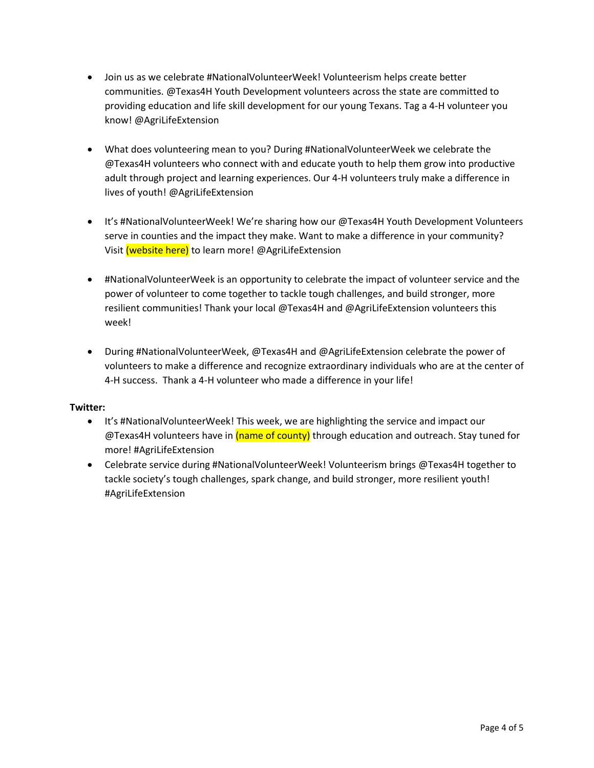- Join us as we celebrate #NationalVolunteerWeek! Volunteerism helps create better communities. @Texas4H Youth Development volunteers across the state are committed to providing education and life skill development for our young Texans. Tag a 4-H volunteer you know! @AgriLifeExtension

- What does volunteering mean to you? During #NationalVolunteerWeek we celebrate the @Texas4H volunteers who connect with and educate youth to help them grow into productive adult through project and learning experiences. Our 4-H volunteers truly make a difference in lives of youth! @AgriLifeExtension

- It's #NationalVolunteerWeek! We're sharing how our @Texas4H Youth Development Volunteers serve in counties and the impact they make. Want to make a difference in your community? Visit (website here) to learn more! @AgriLifeExtension

- #NationalVolunteerWeek is an opportunity to celebrate the impact of volunteer service and the power of volunteer to come together to tackle tough challenges, and build stronger, more resilient communities! Thank your local @Texas4H and @AgriLifeExtension volunteers this week!

- During #NationalVolunteerWeek, @Texas4H and @AgriLifeExtension celebrate the power of volunteers to make a difference and recognize extraordinary individuals who are at the center of 4-H success. Thank a 4-H volunteer who made a difference in your life!

**Twitter:**

- It's #NationalVolunteerWeek! This week, we are highlighting the service and impact our @Texas4H volunteers have in (name of county) through education and outreach. Stay tuned for more! #AgriLifeExtension
- Celebrate service during #NationalVolunteerWeek! Volunteerism brings @Texas4H together to tackle society's tough challenges, spark change, and build stronger, more resilient youth! #AgriLifeExtension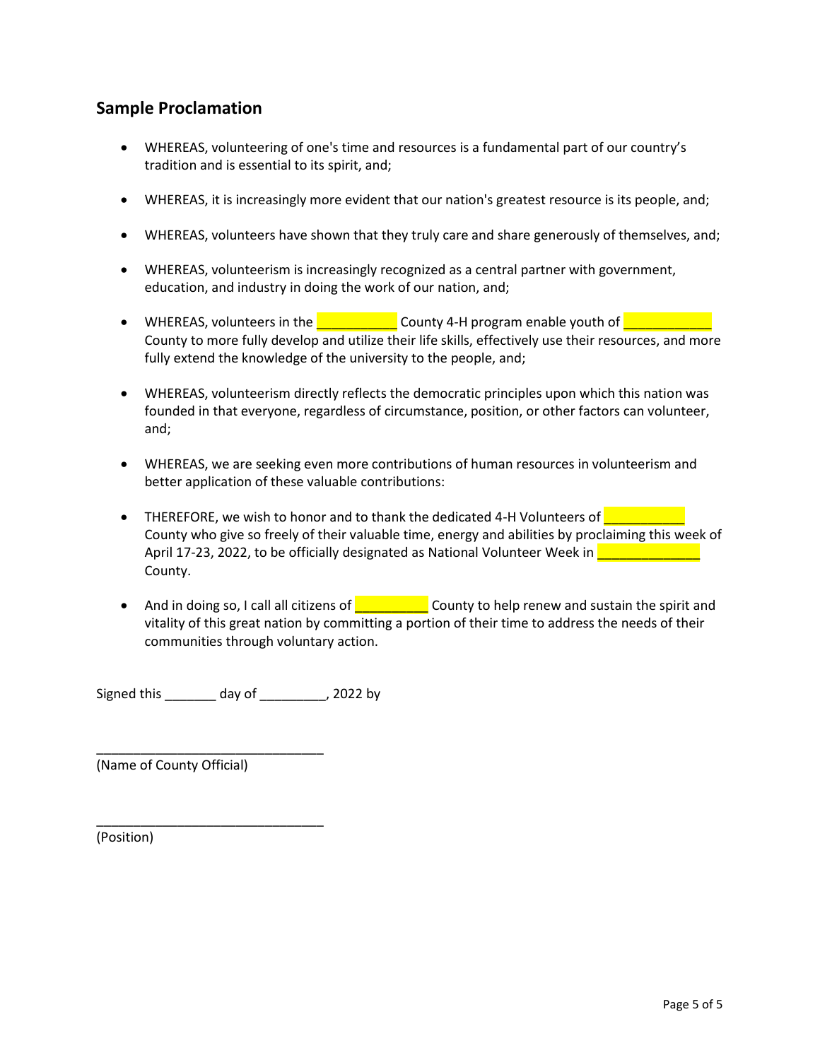## Sample Proclamation

- WHEREAS, volunteering of one's time and resources is a fundamental part of our country's tradition and is essential to its spirit, and;
- WHEREAS, it is increasingly more evident that our nation's greatest resource is its people, and;
- WHEREAS, volunteers have shown that they truly care and share generously of themselves, and;
- WHEREAS, volunteerism is increasingly recognized as a central partner with government, education, and industry in doing the work of our nation, and;
- WHEREAS, volunteers in the ___________ County 4-H program enable youth of ____________ County to more fully develop and utilize their life skills, effectively use their resources, and more fully extend the knowledge of the university to the people, and;
- WHEREAS, volunteerism directly reflects the democratic principles upon which this nation was founded in that everyone, regardless of circumstance, position, or other factors can volunteer, and;
- WHEREAS, we are seeking even more contributions of human resources in volunteerism and better application of these valuable contributions:
- THEREFORE, we wish to honor and to thank the dedicated 4-H Volunteers of ___________ County who give so freely of their valuable time, energy and abilities by proclaiming this week of April 17-23, 2022, to be officially designated as National Volunteer Week in ______________ County.
- And in doing so, I call all citizens of __________ County to help renew and sustain the spirit and vitality of this great nation by committing a portion of their time to address the needs of their communities through voluntary action.

Signed this _______ day of _________, 2022 by

_______________________________
(Name of County Official)

_______________________________
(Position)